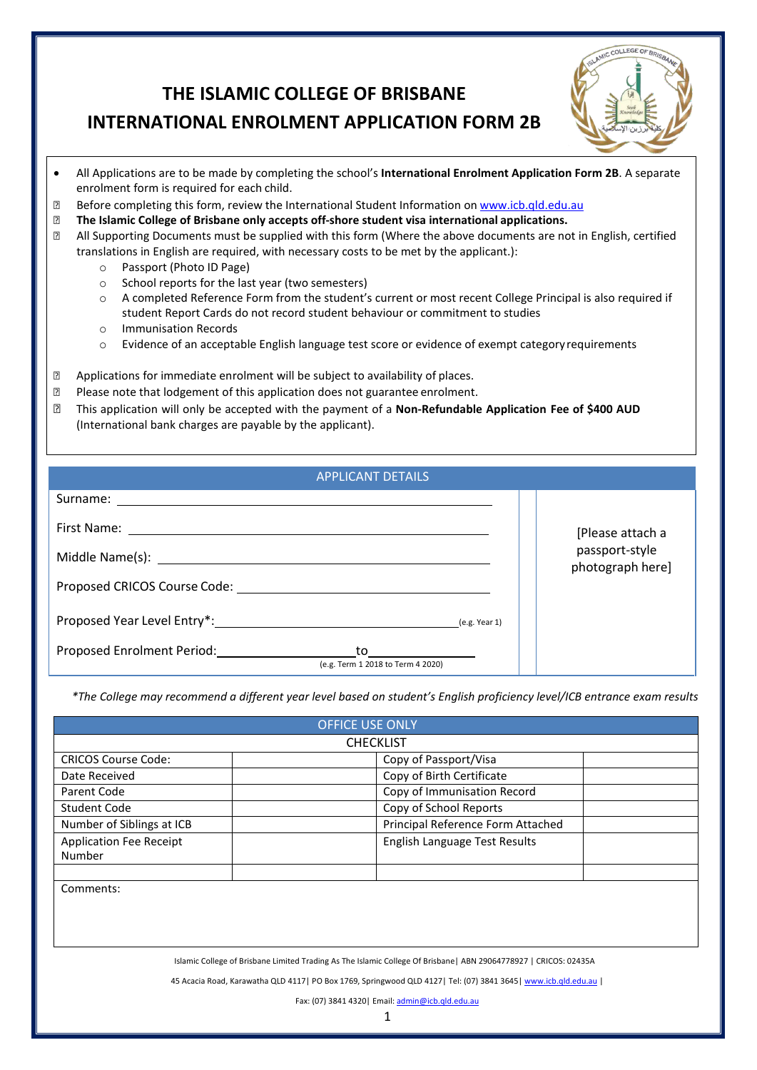# THE ISLAMIC COLLEGE OF BRISBANE
# INTERNATIONAL ENROLMENT APPLICATION FORM 2B

- All Applications are to be made by completing the school's **International Enrolment Application Form 2B**. A separate enrolment form is required for each child.
- Before completing this form, review the International Student Information on www.icb.qld.edu.au
- **The Islamic College of Brisbane only accepts off-shore student visa international applications.**
- All Supporting Documents must be supplied with this form (Where the above documents are not in English, certified translations in English are required, with necessary costs to be met by the applicant.):
  - Passport (Photo ID Page)
  - School reports for the last year (two semesters)
  - A completed Reference Form from the student's current or most recent College Principal is also required if student Report Cards do not record student behaviour or commitment to studies
  - Immunisation Records
  - Evidence of an acceptable English language test score or evidence of exempt category requirements
- Applications for immediate enrolment will be subject to availability of places.
- Please note that lodgement of this application does not guarantee enrolment.
- This application will only be accepted with the payment of a **Non-Refundable Application Fee of $400 AUD** (International bank charges are payable by the applicant).

## APPLICANT DETAILS

Surname: ______________________________

First Name: ______________________________

Middle Name(s): ______________________________

Proposed CRICOS Course Code: ______________________________

Proposed Year Level Entry*: ______________________________ (e.g. Year 1)

Proposed Enrolment Period: ____________ to ____________ (e.g. Term 1 2018 to Term 4 2020)

[Please attach a passport-style photograph here]

*\*The College may recommend a different year level based on student's English proficiency level/ICB entrance exam results*

## OFFICE USE ONLY

| CHECKLIST | | | |
|---|---|---|---|
| CRICOS Course Code: | | Copy of Passport/Visa | |
| Date Received | | Copy of Birth Certificate | |
| Parent Code | | Copy of Immunisation Record | |
| Student Code | | Copy of School Reports | |
| Number of Siblings at ICB | | Principal Reference Form Attached | |
| Application Fee Receipt Number | | English Language Test Results | |
| | | | |

Comments:

Islamic College of Brisbane Limited Trading As The Islamic College Of Brisbane| ABN 29064778927 | CRICOS: 02435A

45 Acacia Road, Karawatha QLD 4117| PO Box 1769, Springwood QLD 4127| Tel: (07) 3841 3645| www.icb.qld.edu.au |

Fax: (07) 3841 4320| Email: admin@icb.qld.edu.au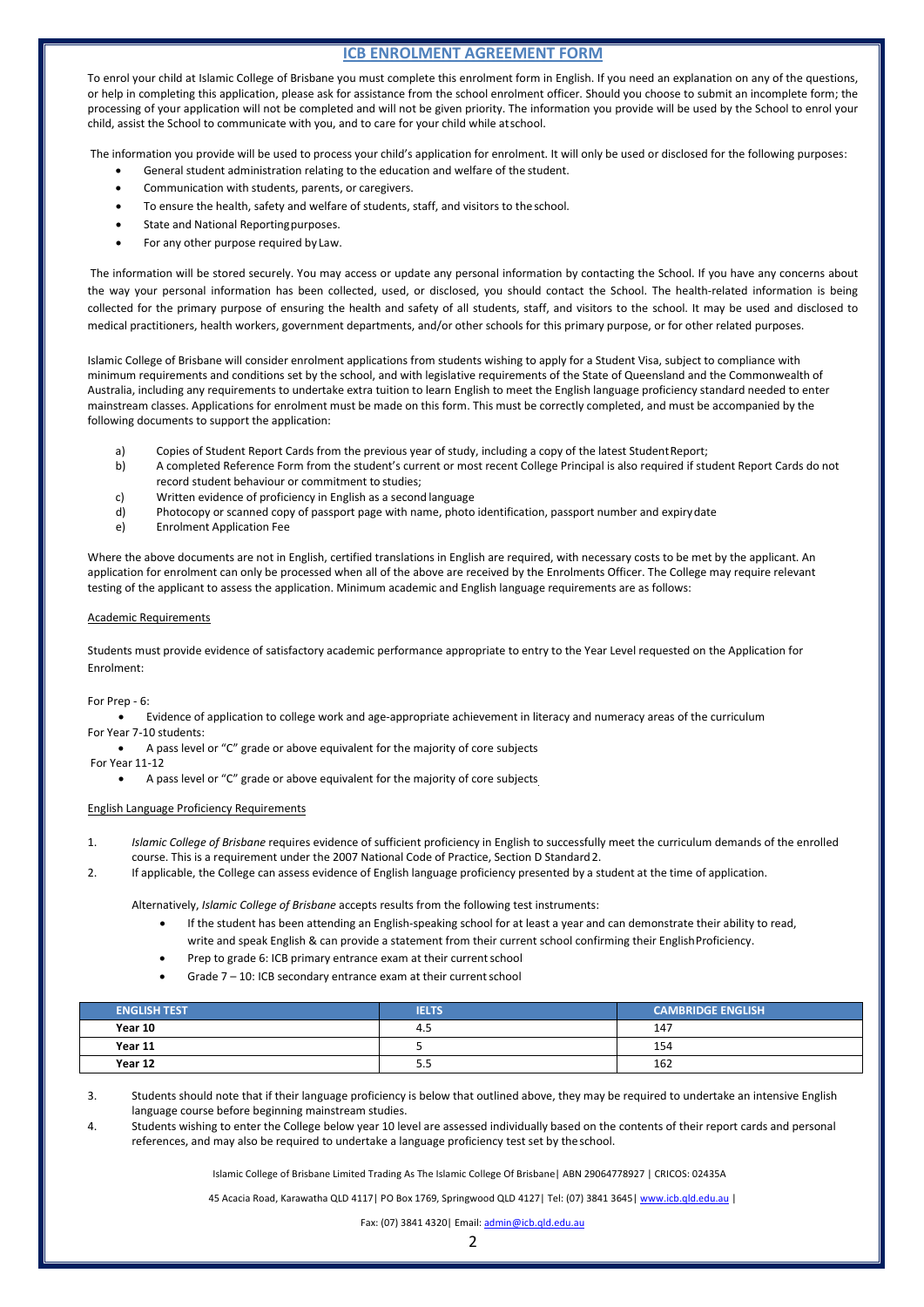# ICB ENROLMENT AGREEMENT FORM

To enrol your child at Islamic College of Brisbane you must complete this enrolment form in English. If you need an explanation on any of the questions, or help in completing this application, please ask for assistance from the school enrolment officer. Should you choose to submit an incomplete form; the processing of your application will not be completed and will not be given priority. The information you provide will be used by the School to enrol your child, assist the School to communicate with you, and to care for your child while at school.

The information you provide will be used to process your child's application for enrolment. It will only be used or disclosed for the following purposes:

- General student administration relating to the education and welfare of the student.
- Communication with students, parents, or caregivers.
- To ensure the health, safety and welfare of students, staff, and visitors to the school.
- State and National Reporting purposes.
- For any other purpose required by Law.

The information will be stored securely. You may access or update any personal information by contacting the School. If you have any concerns about the way your personal information has been collected, used, or disclosed, you should contact the School. The health-related information is being collected for the primary purpose of ensuring the health and safety of all students, staff, and visitors to the school. It may be used and disclosed to medical practitioners, health workers, government departments, and/or other schools for this primary purpose, or for other related purposes.

Islamic College of Brisbane will consider enrolment applications from students wishing to apply for a Student Visa, subject to compliance with minimum requirements and conditions set by the school, and with legislative requirements of the State of Queensland and the Commonwealth of Australia, including any requirements to undertake extra tuition to learn English to meet the English language proficiency standard needed to enter mainstream classes. Applications for enrolment must be made on this form. This must be correctly completed, and must be accompanied by the following documents to support the application:

a) Copies of Student Report Cards from the previous year of study, including a copy of the latest Student Report;
b) A completed Reference Form from the student's current or most recent College Principal is also required if student Report Cards do not record student behaviour or commitment to studies;
c) Written evidence of proficiency in English as a second language
d) Photocopy or scanned copy of passport page with name, photo identification, passport number and expiry date
e) Enrolment Application Fee

Where the above documents are not in English, certified translations in English are required, with necessary costs to be met by the applicant. An application for enrolment can only be processed when all of the above are received by the Enrolments Officer. The College may require relevant testing of the applicant to assess the application. Minimum academic and English language requirements are as follows:

## Academic Requirements

Students must provide evidence of satisfactory academic performance appropriate to entry to the Year Level requested on the Application for Enrolment:

For Prep - 6:

- Evidence of application to college work and age-appropriate achievement in literacy and numeracy areas of the curriculum

For Year 7-10 students:

- A pass level or "C" grade or above equivalent for the majority of core subjects

For Year 11-12

- A pass level or "C" grade or above equivalent for the majority of core subjects

## English Language Proficiency Requirements

1. *Islamic College of Brisbane* requires evidence of sufficient proficiency in English to successfully meet the curriculum demands of the enrolled course. This is a requirement under the 2007 National Code of Practice, Section D Standard 2.
2. If applicable, the College can assess evidence of English language proficiency presented by a student at the time of application.

   Alternatively, *Islamic College of Brisbane* accepts results from the following test instruments:

   - If the student has been attending an English-speaking school for at least a year and can demonstrate their ability to read, write and speak English & can provide a statement from their current school confirming their English Proficiency.
   - Prep to grade 6: ICB primary entrance exam at their current school
   - Grade 7 – 10: ICB secondary entrance exam at their current school

| ENGLISH TEST | IELTS | CAMBRIDGE ENGLISH |
|---|---|---|
| **Year 10** | 4.5 | 147 |
| **Year 11** | 5 | 154 |
| **Year 12** | 5.5 | 162 |

3. Students should note that if their language proficiency is below that outlined above, they may be required to undertake an intensive English language course before beginning mainstream studies.
4. Students wishing to enter the College below year 10 level are assessed individually based on the contents of their report cards and personal references, and may also be required to undertake a language proficiency test set by the school.

Islamic College of Brisbane Limited Trading As The Islamic College Of Brisbane| ABN 29064778927 | CRICOS: 02435A

45 Acacia Road, Karawatha QLD 4117| PO Box 1769, Springwood QLD 4127| Tel: (07) 3841 3645| www.icb.qld.edu.au |

Fax: (07) 3841 4320| Email: admin@icb.qld.edu.au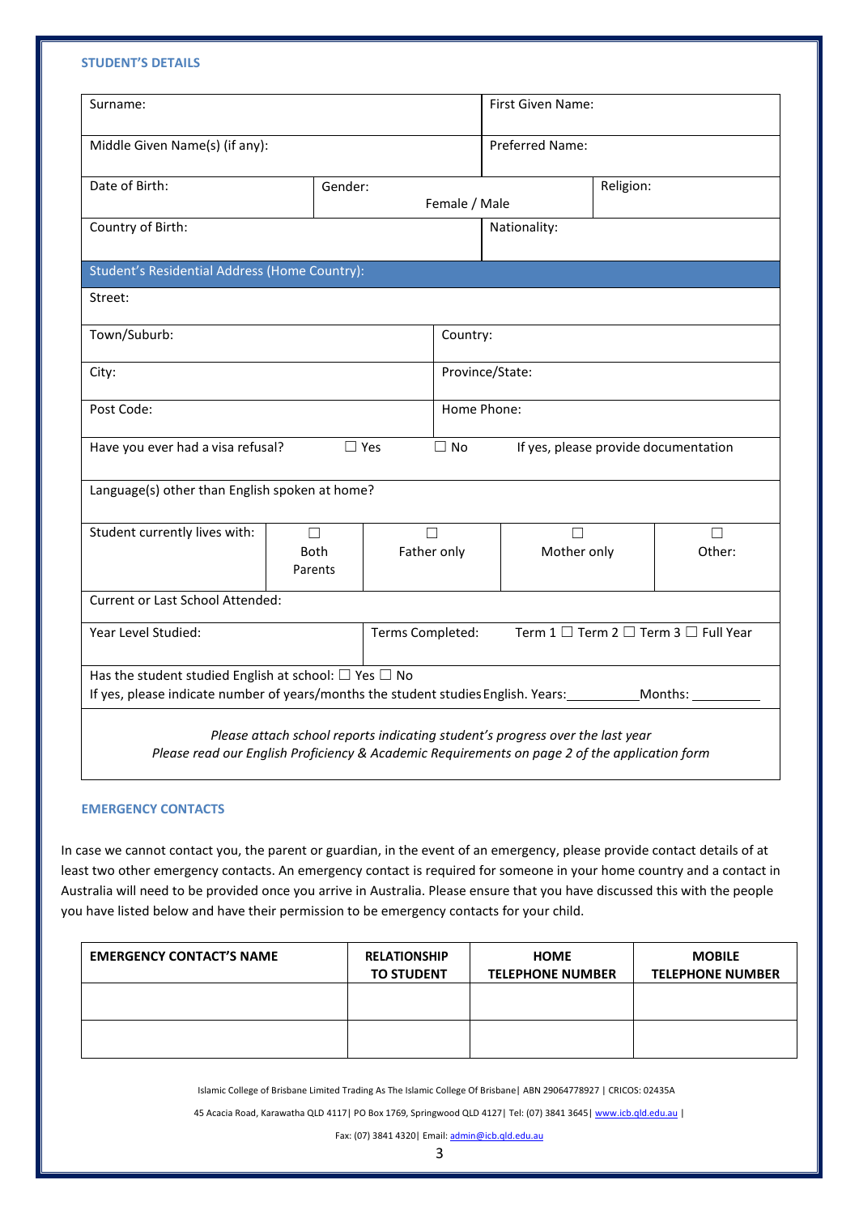## STUDENT'S DETAILS

| | | | | |
|---|---|---|---|---|
| Surname: | | | First Given Name: | |
| Middle Given Name(s) (if any): | | | Preferred Name: | |
| Date of Birth: | Gender: Female / Male | | | Religion: |
| Country of Birth: | | | Nationality: | |
| **Student's Residential Address (Home Country):** | | | | |
| Street: | | | | |
| Town/Suburb: | | Country: | | |
| City: | | Province/State: | | |
| Post Code: | | Home Phone: | | |
| Have you ever had a visa refusal? ☐ Yes ☐ No If yes, please provide documentation | | | | |
| Language(s) other than English spoken at home? | | | | |
| Student currently lives with: | ☐ Both Parents | ☐ Father only | ☐ Mother only | ☐ Other: |
| Current or Last School Attended: | | | | |
| Year Level Studied: | | Terms Completed: Term 1 ☐ Term 2 ☐ Term 3 ☐ Full Year | | |
| Has the student studied English at school: ☐ Yes ☐ No<br>If yes, please indicate number of years/months the student studies English. Years:__________Months: __________ | | | | |

*Please attach school reports indicating student's progress over the last year*
*Please read our English Proficiency & Academic Requirements on page 2 of the application form*

## EMERGENCY CONTACTS

In case we cannot contact you, the parent or guardian, in the event of an emergency, please provide contact details of at least two other emergency contacts. An emergency contact is required for someone in your home country and a contact in Australia will need to be provided once you arrive in Australia. Please ensure that you have discussed this with the people you have listed below and have their permission to be emergency contacts for your child.

| EMERGENCY CONTACT'S NAME | RELATIONSHIP TO STUDENT | HOME TELEPHONE NUMBER | MOBILE TELEPHONE NUMBER |
|---|---|---|---|
| | | | |
| | | | |

Islamic College of Brisbane Limited Trading As The Islamic College Of Brisbane| ABN 29064778927 | CRICOS: 02435A

45 Acacia Road, Karawatha QLD 4117| PO Box 1769, Springwood QLD 4127| Tel: (07) 3841 3645| www.icb.qld.edu.au |

Fax: (07) 3841 4320| Email: admin@icb.qld.edu.au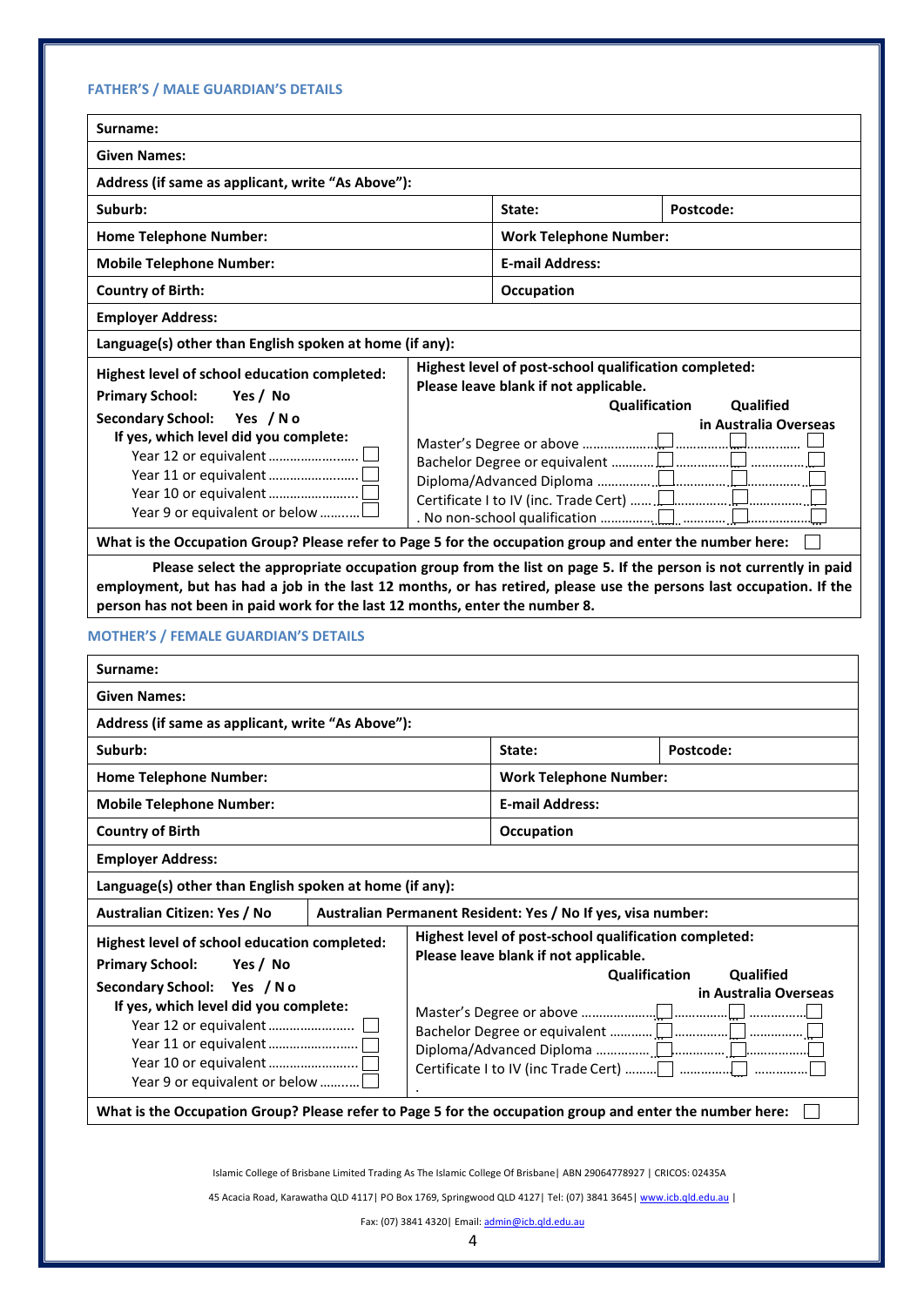### FATHER'S / MALE GUARDIAN'S DETAILS

| **Surname:** | | |
|---|---|---|
| **Given Names:** | | |
| **Address (if same as applicant, write "As Above"):** | | |
| **Suburb:** | **State:** | **Postcode:** |
| **Home Telephone Number:** | **Work Telephone Number:** | |
| **Mobile Telephone Number:** | **E-mail Address:** | |
| **Country of Birth:** | **Occupation** | |
| **Employer Address:** | | |
| **Language(s) other than English spoken at home (if any):** | | |

**Highest level of school education completed:**

**Primary School:** Yes / No

**Secondary School:** Yes / No

If yes, which level did you complete:

- Year 12 or equivalent ☐
- Year 11 or equivalent ☐
- Year 10 or equivalent ☐
- Year 9 or equivalent or below ☐

**Highest level of post-school qualification completed:**
**Please leave blank if not applicable.**

| | **Qualification** | **Qualified in Australia** | **Overseas** |
|---|---|---|---|
| Master's Degree or above | ☐ | ☐ | ☐ |
| Bachelor Degree or equivalent | ☐ | ☐ | ☐ |
| Diploma/Advanced Diploma | ☐ | ☐ | ☐ |
| Certificate I to IV (inc. Trade Cert) | ☐ | ☐ | ☐ |
| No non-school qualification | ☐ | ☐ | ☐ |

**What is the Occupation Group? Please refer to Page 5 for the occupation group and enter the number here:** ☐

**Please select the appropriate occupation group from the list on page 5. If the person is not currently in paid employment, but has had a job in the last 12 months, or has retired, please use the persons last occupation. If the person has not been in paid work for the last 12 months, enter the number 8.**

### MOTHER'S / FEMALE GUARDIAN'S DETAILS

| **Surname:** | | |
|---|---|---|
| **Given Names:** | | |
| **Address (if same as applicant, write "As Above"):** | | |
| **Suburb:** | **State:** | **Postcode:** |
| **Home Telephone Number:** | **Work Telephone Number:** | |
| **Mobile Telephone Number:** | **E-mail Address:** | |
| **Country of Birth** | **Occupation** | |
| **Employer Address:** | | |
| **Language(s) other than English spoken at home (if any):** | | |
| **Australian Citizen: Yes / No** | **Australian Permanent Resident: Yes / No If yes, visa number:** | |

**Highest level of school education completed:**

**Primary School:** Yes / No

**Secondary School:** Yes / No

If yes, which level did you complete:

- Year 12 or equivalent ☐
- Year 11 or equivalent ☐
- Year 10 or equivalent ☐
- Year 9 or equivalent or below ☐

**Highest level of post-school qualification completed:**
**Please leave blank if not applicable.**

| | **Qualification** | **Qualified in Australia** | **Overseas** |
|---|---|---|---|
| Master's Degree or above | ☐ | ☐ | ☐ |
| Bachelor Degree or equivalent | ☐ | ☐ | ☐ |
| Diploma/Advanced Diploma | ☐ | ☐ | ☐ |
| Certificate I to IV (inc Trade Cert) | ☐ | ☐ | ☐ |

**What is the Occupation Group? Please refer to Page 5 for the occupation group and enter the number here:** ☐

Islamic College of Brisbane Limited Trading As The Islamic College Of Brisbane| ABN 29064778927 | CRICOS: 02435A

45 Acacia Road, Karawatha QLD 4117| PO Box 1769, Springwood QLD 4127| Tel: (07) 3841 3645| www.icb.qld.edu.au |

Fax: (07) 3841 4320| Email: admin@icb.qld.edu.au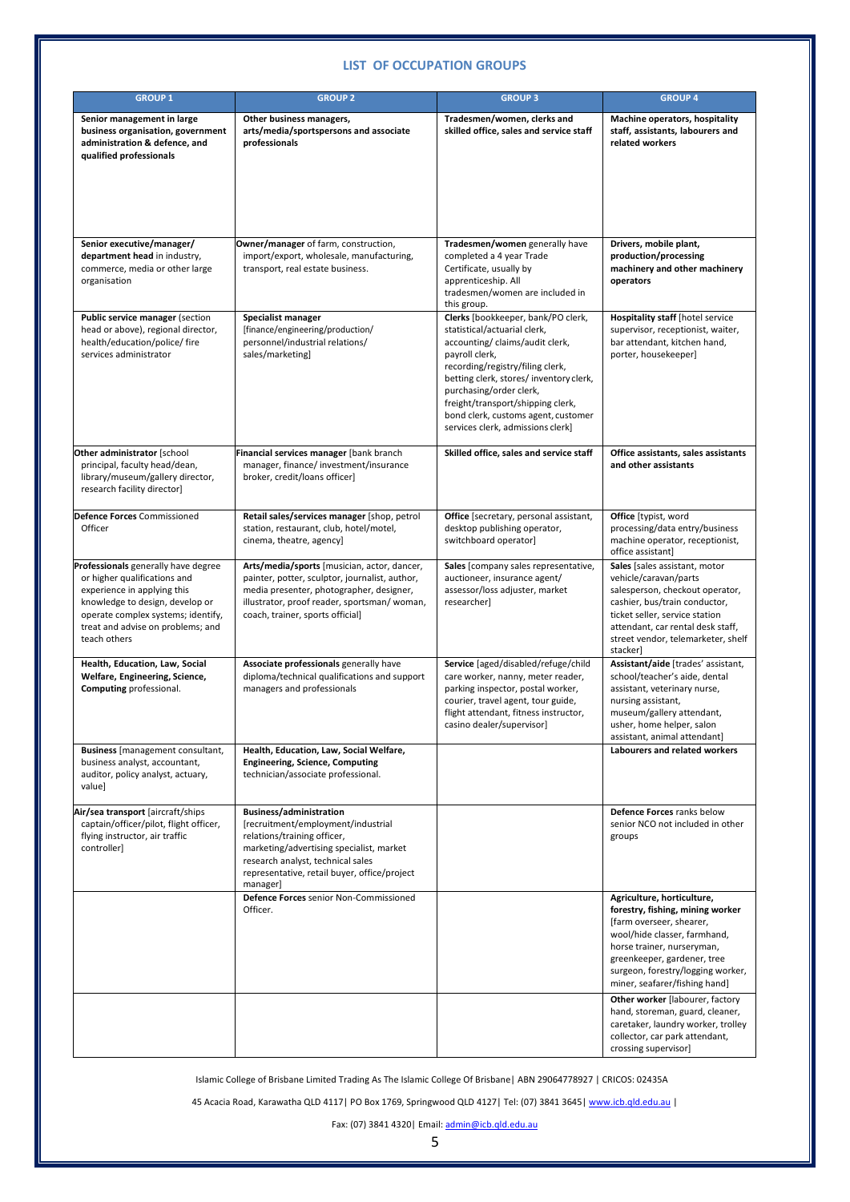# LIST OF OCCUPATION GROUPS

| GROUP 1 | GROUP 2 | GROUP 3 | GROUP 4 |
|---|---|---|---|
| **Senior management in large business organisation, government administration & defence, and qualified professionals** | **Other business managers, arts/media/sportspersons and associate professionals** | **Tradesmen/women, clerks and skilled office, sales and service staff** | **Machine operators, hospitality staff, assistants, labourers and related workers** |
| **Senior executive/manager/ department head** in industry, commerce, media or other large organisation | **Owner/manager** of farm, construction, import/export, wholesale, manufacturing, transport, real estate business. | **Tradesmen/women** generally have completed a 4 year Trade Certificate, usually by apprenticeship. All tradesmen/women are included in this group. | **Drivers, mobile plant, production/processing machinery and other machinery operators** |
| **Public service manager** (section head or above), regional director, health/education/police/ fire services administrator | **Specialist manager** [finance/engineering/production/ personnel/industrial relations/ sales/marketing] | **Clerks** [bookkeeper, bank/PO clerk, statistical/actuarial clerk, accounting/ claims/audit clerk, payroll clerk, recording/registry/filing clerk, betting clerk, stores/ inventory clerk, purchasing/order clerk, freight/transport/shipping clerk, bond clerk, customs agent, customer services clerk, admissions clerk] | **Hospitality staff** [hotel service supervisor, receptionist, waiter, bar attendant, kitchen hand, porter, housekeeper] |
| **Other administrator** [school principal, faculty head/dean, library/museum/gallery director, research facility director] | **Financial services manager** [bank branch manager, finance/ investment/insurance broker, credit/loans officer] | **Skilled office, sales and service staff** | **Office assistants, sales assistants and other assistants** |
| **Defence Forces** Commissioned Officer | **Retail sales/services manager** [shop, petrol station, restaurant, club, hotel/motel, cinema, theatre, agency] | **Office** [secretary, personal assistant, desktop publishing operator, switchboard operator] | **Office** [typist, word processing/data entry/business machine operator, receptionist, office assistant] |
| **Professionals** generally have degree or higher qualifications and experience in applying this knowledge to design, develop or operate complex systems; identify, treat and advise on problems; and teach others | **Arts/media/sports** [musician, actor, dancer, painter, potter, sculptor, journalist, author, media presenter, photographer, designer, illustrator, proof reader, sportsman/ woman, coach, trainer, sports official] | **Sales** [company sales representative, auctioneer, insurance agent/ assessor/loss adjuster, market researcher] | **Sales** [sales assistant, motor vehicle/caravan/parts salesperson, checkout operator, cashier, bus/train conductor, ticket seller, service station attendant, car rental desk staff, street vendor, telemarketer, shelf stacker] |
| **Health, Education, Law, Social Welfare, Engineering, Science, Computing** professional. | **Associate professionals** generally have diploma/technical qualifications and support managers and professionals | **Service** [aged/disabled/refuge/child care worker, nanny, meter reader, parking inspector, postal worker, courier, travel agent, tour guide, flight attendant, fitness instructor, casino dealer/supervisor] | **Assistant/aide** [trades' assistant, school/teacher's aide, dental assistant, veterinary nurse, nursing assistant, museum/gallery attendant, usher, home helper, salon assistant, animal attendant] |
| **Business** [management consultant, business analyst, accountant, auditor, policy analyst, actuary, value] | **Health, Education, Law, Social Welfare, Engineering, Science, Computing** technician/associate professional. | | **Labourers and related workers** |
| **Air/sea transport** [aircraft/ships captain/officer/pilot, flight officer, flying instructor, air traffic controller] | **Business/administration** [recruitment/employment/industrial relations/training officer, marketing/advertising specialist, market research analyst, technical sales representative, retail buyer, office/project manager] | | **Defence Forces** ranks below senior NCO not included in other groups |
| | **Defence Forces** senior Non-Commissioned Officer. | | **Agriculture, horticulture, forestry, fishing, mining worker** [farm overseer, shearer, wool/hide classer, farmhand, horse trainer, nurseryman, greenkeeper, gardener, tree surgeon, forestry/logging worker, miner, seafarer/fishing hand] |
| | | | **Other worker** [labourer, factory hand, storeman, guard, cleaner, caretaker, laundry worker, trolley collector, car park attendant, crossing supervisor] |

Islamic College of Brisbane Limited Trading As The Islamic College Of Brisbane| ABN 29064778927 | CRICOS: 02435A

45 Acacia Road, Karawatha QLD 4117| PO Box 1769, Springwood QLD 4127| Tel: (07) 3841 3645| www.icb.qld.edu.au |

Fax: (07) 3841 4320| Email: admin@icb.qld.edu.au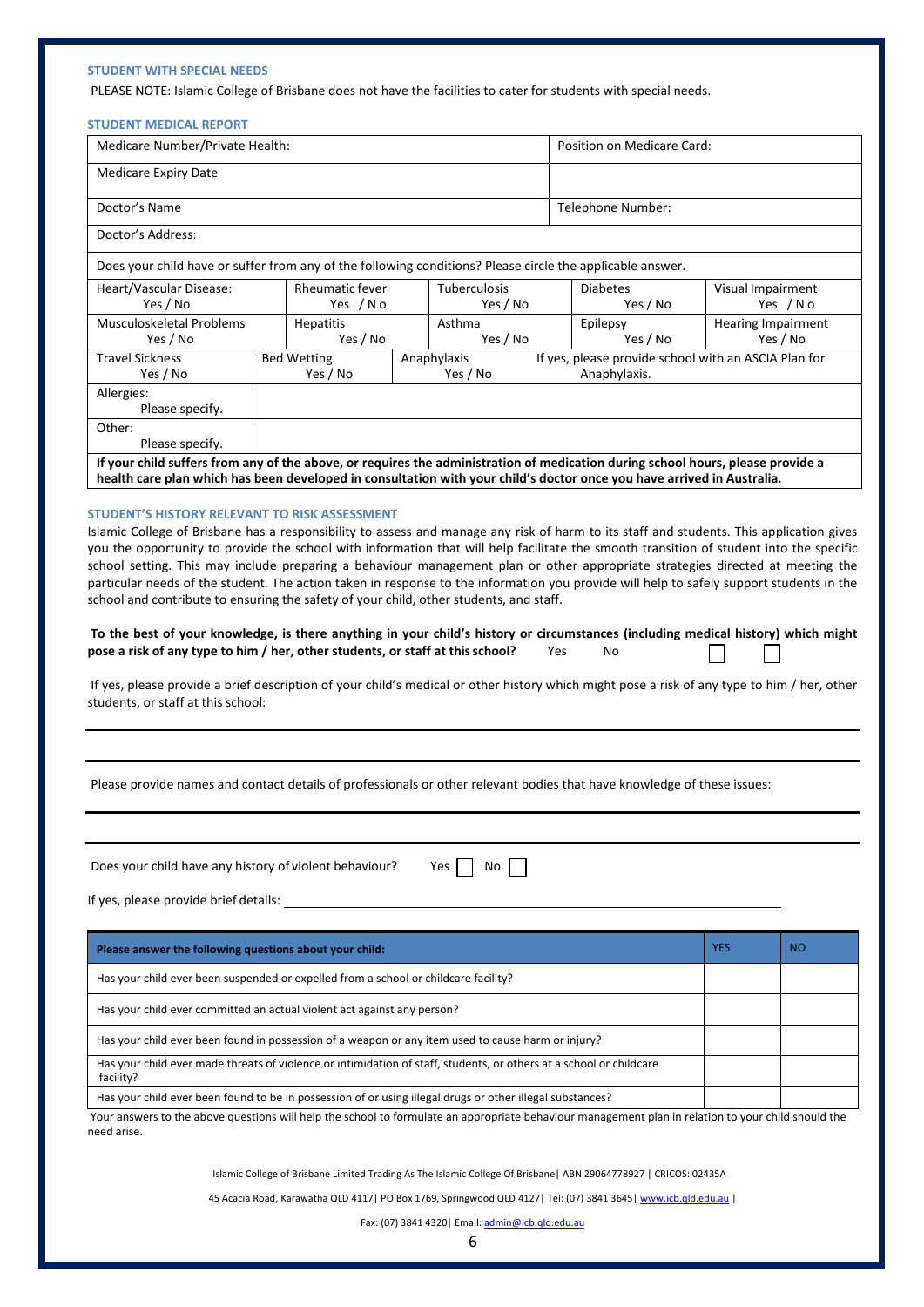### STUDENT WITH SPECIAL NEEDS

PLEASE NOTE: Islamic College of Brisbane does not have the facilities to cater for students with special needs.

### STUDENT MEDICAL REPORT

| Medicare Number/Private Health: | Position on Medicare Card: |
|---|---|
| Medicare Expiry Date | |
| Doctor's Name | Telephone Number: |
| Doctor's Address: | |

Does your child have or suffer from any of the following conditions? Please circle the applicable answer.

| | | | | |
|---|---|---|---|---|
| Heart/Vascular Disease: Yes / No | Rheumatic fever Yes / No | Tuberculosis Yes / No | Diabetes Yes / No | Visual Impairment Yes / No |
| Musculoskeletal Problems Yes / No | Hepatitis Yes / No | Asthma Yes / No | Epilepsy Yes / No | Hearing Impairment Yes / No |
| Travel Sickness Yes / No | Bed Wetting Yes / No | Anaphylaxis Yes / No | If yes, please provide school with an ASCIA Plan for Anaphylaxis. | |
| Allergies: Please specify. | | | | |
| Other: Please specify. | | | | |

**If your child suffers from any of the above, or requires the administration of medication during school hours, please provide a health care plan which has been developed in consultation with your child's doctor once you have arrived in Australia.**

### STUDENT'S HISTORY RELEVANT TO RISK ASSESSMENT

Islamic College of Brisbane has a responsibility to assess and manage any risk of harm to its staff and students. This application gives you the opportunity to provide the school with information that will help facilitate the smooth transition of student into the specific school setting. This may include preparing a behaviour management plan or other appropriate strategies directed at meeting the particular needs of the student. The action taken in response to the information you provide will help to safely support students in the school and contribute to ensuring the safety of your child, other students, and staff.

**To the best of your knowledge, is there anything in your child's history or circumstances (including medical history) which might pose a risk of any type to him / her, other students, or staff at this school?** Yes ☐ No ☐

If yes, please provide a brief description of your child's medical or other history which might pose a risk of any type to him / her, other students, or staff at this school:

___

___

Please provide names and contact details of professionals or other relevant bodies that have knowledge of these issues:

___

___

Does your child have any history of violent behaviour? Yes ☐ No ☐

If yes, please provide brief details: ___

| Please answer the following questions about your child: | YES | NO |
|---|---|---|
| Has your child ever been suspended or expelled from a school or childcare facility? | | |
| Has your child ever committed an actual violent act against any person? | | |
| Has your child ever been found in possession of a weapon or any item used to cause harm or injury? | | |
| Has your child ever made threats of violence or intimidation of staff, students, or others at a school or childcare facility? | | |
| Has your child ever been found to be in possession of or using illegal drugs or other illegal substances? | | |

Your answers to the above questions will help the school to formulate an appropriate behaviour management plan in relation to your child should the need arise.

Islamic College of Brisbane Limited Trading As The Islamic College Of Brisbane| ABN 29064778927 | CRICOS: 02435A

45 Acacia Road, Karawatha QLD 4117| PO Box 1769, Springwood QLD 4127| Tel: (07) 3841 3645| www.icb.qld.edu.au |

Fax: (07) 3841 4320| Email: admin@icb.qld.edu.au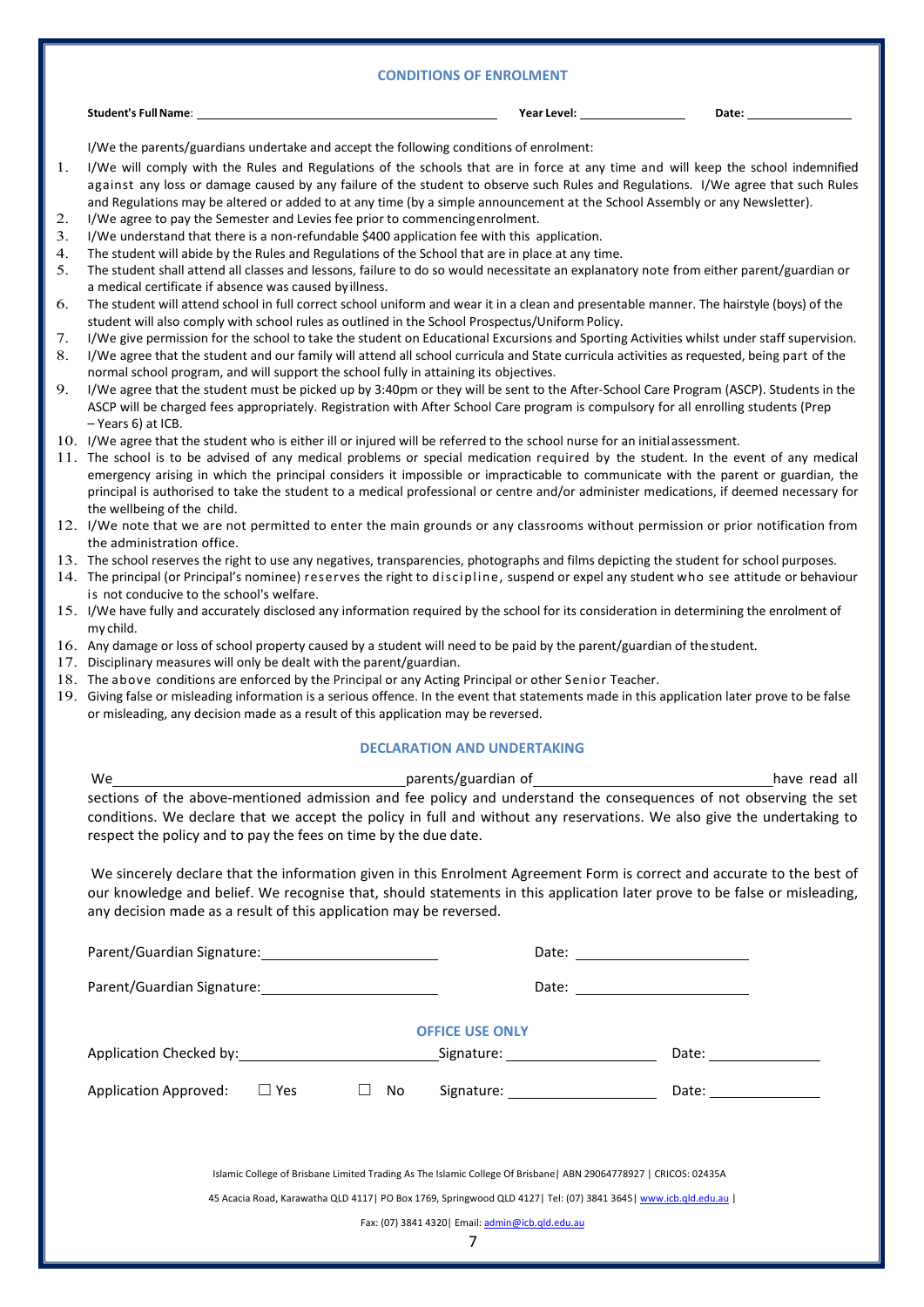## CONDITIONS OF ENROLMENT

**Student's Full Name**: ______________________ **Year Level:** __________ **Date:** __________

I/We the parents/guardians undertake and accept the following conditions of enrolment:

1. I/We will comply with the Rules and Regulations of the schools that are in force at any time and will keep the school indemnified against any loss or damage caused by any failure of the student to observe such Rules and Regulations. I/We agree that such Rules and Regulations may be altered or added to at any time (by a simple announcement at the School Assembly or any Newsletter).
2. I/We agree to pay the Semester and Levies fee prior to commencing enrolment.
3. I/We understand that there is a non-refundable $400 application fee with this application.
4. The student will abide by the Rules and Regulations of the School that are in place at any time.
5. The student shall attend all classes and lessons, failure to do so would necessitate an explanatory note from either parent/guardian or a medical certificate if absence was caused by illness.
6. The student will attend school in full correct school uniform and wear it in a clean and presentable manner. The hairstyle (boys) of the student will also comply with school rules as outlined in the School Prospectus/Uniform Policy.
7. I/We give permission for the school to take the student on Educational Excursions and Sporting Activities whilst under staff supervision.
8. I/We agree that the student and our family will attend all school curricula and State curricula activities as requested, being part of the normal school program, and will support the school fully in attaining its objectives.
9. I/We agree that the student must be picked up by 3:40pm or they will be sent to the After-School Care Program (ASCP). Students in the ASCP will be charged fees appropriately. Registration with After School Care program is compulsory for all enrolling students (Prep – Years 6) at ICB.
10. I/We agree that the student who is either ill or injured will be referred to the school nurse for an initial assessment.
11. The school is to be advised of any medical problems or special medication required by the student. In the event of any medical emergency arising in which the principal considers it impossible or impracticable to communicate with the parent or guardian, the principal is authorised to take the student to a medical professional or centre and/or administer medications, if deemed necessary for the wellbeing of the child.
12. I/We note that we are not permitted to enter the main grounds or any classrooms without permission or prior notification from the administration office.
13. The school reserves the right to use any negatives, transparencies, photographs and films depicting the student for school purposes.
14. The principal (or Principal's nominee) reserves the right to discipline, suspend or expel any student who see attitude or behaviour is not conducive to the school's welfare.
15. I/We have fully and accurately disclosed any information required by the school for its consideration in determining the enrolment of my child.
16. Any damage or loss of school property caused by a student will need to be paid by the parent/guardian of the student.
17. Disciplinary measures will only be dealt with the parent/guardian.
18. The above conditions are enforced by the Principal or any Acting Principal or other Senior Teacher.
19. Giving false or misleading information is a serious offence. In the event that statements made in this application later prove to be false or misleading, any decision made as a result of this application may be reversed.

## DECLARATION AND UNDERTAKING

We ______________________ parents/guardian of ______________________ have read all sections of the above-mentioned admission and fee policy and understand the consequences of not observing the set conditions. We declare that we accept the policy in full and without any reservations. We also give the undertaking to respect the policy and to pay the fees on time by the due date.

We sincerely declare that the information given in this Enrolment Agreement Form is correct and accurate to the best of our knowledge and belief. We recognise that, should statements in this application later prove to be false or misleading, any decision made as a result of this application may be reversed.

Parent/Guardian Signature: ______________________ Date: ______________________

Parent/Guardian Signature: ______________________ Date: ______________________

## OFFICE USE ONLY

Application Checked by: ______________________ Signature: ______________________ Date: __________

Application Approved: ☐ Yes ☐ No Signature: ______________________ Date: __________

Islamic College of Brisbane Limited Trading As The Islamic College Of Brisbane| ABN 29064778927 | CRICOS: 02435A

45 Acacia Road, Karawatha QLD 4117| PO Box 1769, Springwood QLD 4127| Tel: (07) 3841 3645| www.icb.qld.edu.au |

Fax: (07) 3841 4320| Email: admin@icb.qld.edu.au